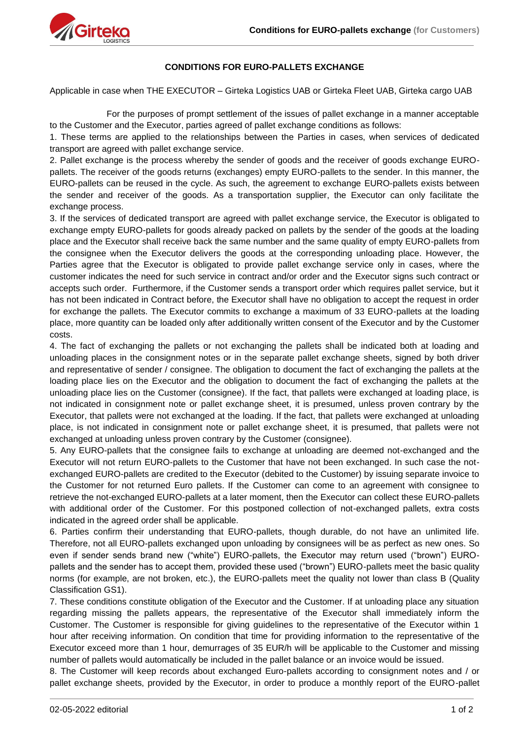# CONDITIONS FOR EURO-PALLETS EXCHANGE

Applicable in case when THE EXECUTOR – Girteka Logistics UAB or Girteka Fleet UAB, Girteka cargo UAB

For the purposes of prompt settlement of the issues of pallet exchange in a manner acceptable to the Customer and the Executor, parties agreed of pallet exchange conditions as follows:

1. These terms are applied to the relationships between the Parties in cases, when services of dedicated transport are agreed with pallet exchange service.
2. Pallet exchange is the process whereby the sender of goods and the receiver of goods exchange EURO-pallets. The receiver of the goods returns (exchanges) empty EURO-pallets to the sender. In this manner, the EURO-pallets can be reused in the cycle. As such, the agreement to exchange EURO-pallets exists between the sender and receiver of the goods. As a transportation supplier, the Executor can only facilitate the exchange process.
3. If the services of dedicated transport are agreed with pallet exchange service, the Executor is obligated to exchange empty EURO-pallets for goods already packed on pallets by the sender of the goods at the loading place and the Executor shall receive back the same number and the same quality of empty EURO-pallets from the consignee when the Executor delivers the goods at the corresponding unloading place. However, the Parties agree that the Executor is obligated to provide pallet exchange service only in cases, where the customer indicates the need for such service in contract and/or order and the Executor signs such contract or accepts such order. Furthermore, if the Customer sends a transport order which requires pallet service, but it has not been indicated in Contract before, the Executor shall have no obligation to accept the request in order for exchange the pallets. The Executor commits to exchange a maximum of 33 EURO-pallets at the loading place, more quantity can be loaded only after additionally written consent of the Executor and by the Customer costs.
4. The fact of exchanging the pallets or not exchanging the pallets shall be indicated both at loading and unloading places in the consignment notes or in the separate pallet exchange sheets, signed by both driver and representative of sender / consignee. The obligation to document the fact of exchanging the pallets at the loading place lies on the Executor and the obligation to document the fact of exchanging the pallets at the unloading place lies on the Customer (consignee). If the fact, that pallets were exchanged at loading place, is not indicated in consignment note or pallet exchange sheet, it is presumed, unless proven contrary by the Executor, that pallets were not exchanged at the loading. If the fact, that pallets were exchanged at unloading place, is not indicated in consignment note or pallet exchange sheet, it is presumed, that pallets were not exchanged at unloading unless proven contrary by the Customer (consignee).
5. Any EURO-pallets that the consignee fails to exchange at unloading are deemed not-exchanged and the Executor will not return EURO-pallets to the Customer that have not been exchanged. In such case the not-exchanged EURO-pallets are credited to the Executor (debited to the Customer) by issuing separate invoice to the Customer for not returned Euro pallets. If the Customer can come to an agreement with consignee to retrieve the not-exchanged EURO-pallets at a later moment, then the Executor can collect these EURO-pallets with additional order of the Customer. For this postponed collection of not-exchanged pallets, extra costs indicated in the agreed order shall be applicable.
6. Parties confirm their understanding that EURO-pallets, though durable, do not have an unlimited life. Therefore, not all EURO-pallets exchanged upon unloading by consignees will be as perfect as new ones. So even if sender sends brand new ("white") EURO-pallets, the Executor may return used ("brown") EURO-pallets and the sender has to accept them, provided these used ("brown") EURO-pallets meet the basic quality norms (for example, are not broken, etc.), the EURO-pallets meet the quality not lower than class B (Quality Classification GS1).
7. These conditions constitute obligation of the Executor and the Customer. If at unloading place any situation regarding missing the pallets appears, the representative of the Executor shall immediately inform the Customer. The Customer is responsible for giving guidelines to the representative of the Executor within 1 hour after receiving information. On condition that time for providing information to the representative of the Executor exceed more than 1 hour, demurrages of 35 EUR/h will be applicable to the Customer and missing number of pallets would automatically be included in the pallet balance or an invoice would be issued.
8. The Customer will keep records about exchanged Euro-pallets according to consignment notes and / or pallet exchange sheets, provided by the Executor, in order to produce a monthly report of the EURO-pallet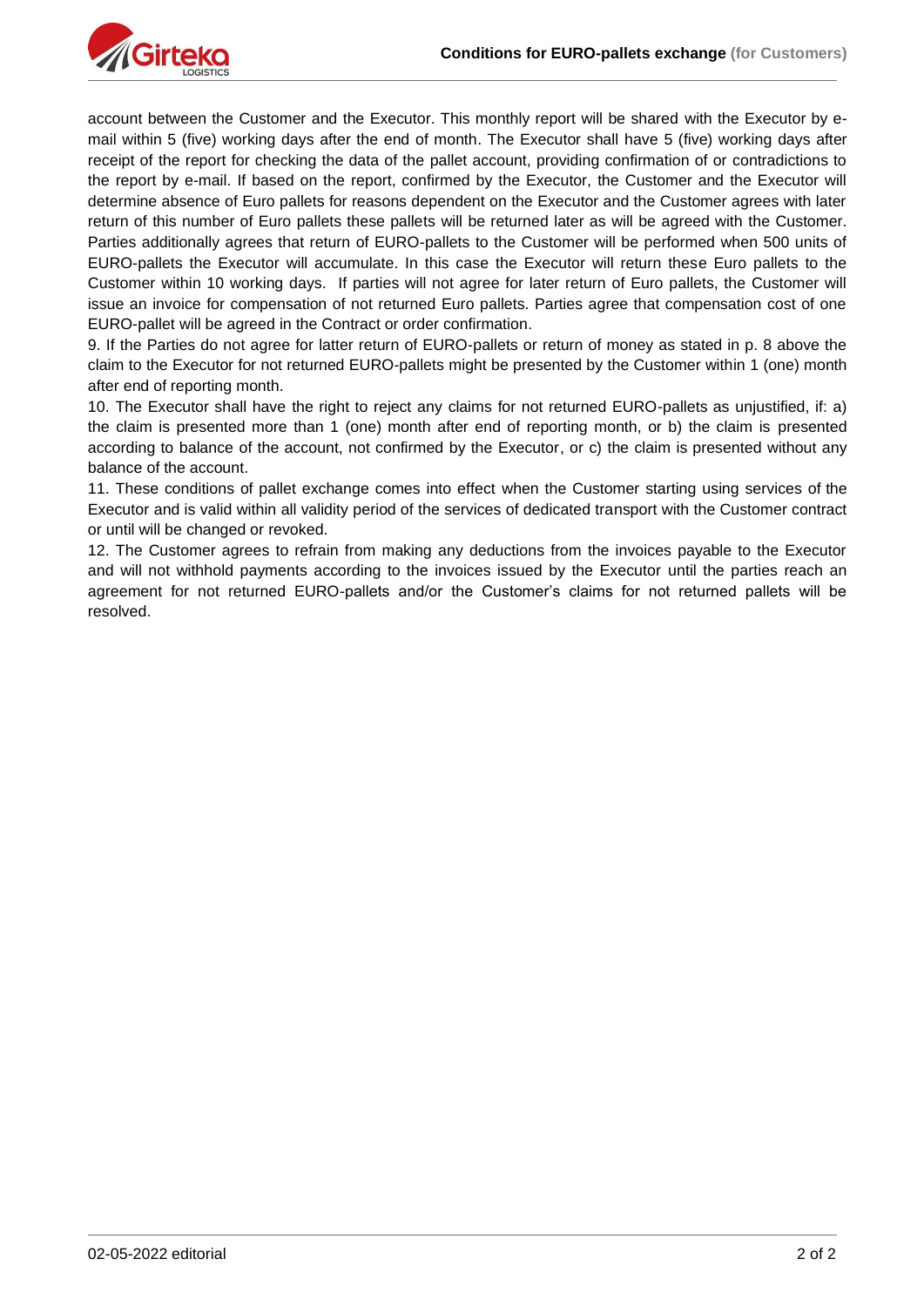account between the Customer and the Executor. This monthly report will be shared with the Executor by e-mail within 5 (five) working days after the end of month. The Executor shall have 5 (five) working days after receipt of the report for checking the data of the pallet account, providing confirmation of or contradictions to the report by e-mail. If based on the report, confirmed by the Executor, the Customer and the Executor will determine absence of Euro pallets for reasons dependent on the Executor and the Customer agrees with later return of this number of Euro pallets these pallets will be returned later as will be agreed with the Customer. Parties additionally agrees that return of EURO-pallets to the Customer will be performed when 500 units of EURO-pallets the Executor will accumulate. In this case the Executor will return these Euro pallets to the Customer within 10 working days. If parties will not agree for later return of Euro pallets, the Customer will issue an invoice for compensation of not returned Euro pallets. Parties agree that compensation cost of one EURO-pallet will be agreed in the Contract or order confirmation.

9. If the Parties do not agree for latter return of EURO-pallets or return of money as stated in p. 8 above the claim to the Executor for not returned EURO-pallets might be presented by the Customer within 1 (one) month after end of reporting month.

10. The Executor shall have the right to reject any claims for not returned EURO-pallets as unjustified, if: a) the claim is presented more than 1 (one) month after end of reporting month, or b) the claim is presented according to balance of the account, not confirmed by the Executor, or c) the claim is presented without any balance of the account.

11. These conditions of pallet exchange comes into effect when the Customer starting using services of the Executor and is valid within all validity period of the services of dedicated transport with the Customer contract or until will be changed or revoked.

12. The Customer agrees to refrain from making any deductions from the invoices payable to the Executor and will not withhold payments according to the invoices issued by the Executor until the parties reach an agreement for not returned EURO-pallets and/or the Customer's claims for not returned pallets will be resolved.